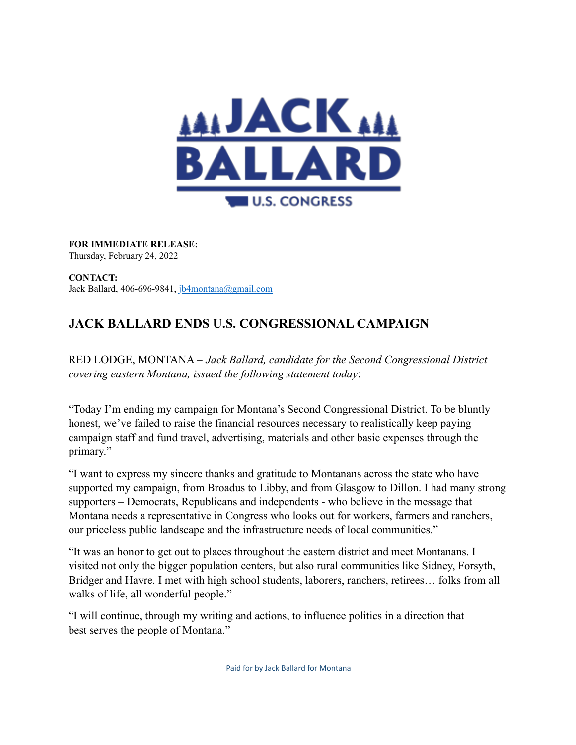JACK BALLARD
U.S. CONGRESS

**FOR IMMEDIATE RELEASE:**
Thursday, February 24, 2022

**CONTACT:**
Jack Ballard, 406-696-9841, jb4montana@gmail.com

## JACK BALLARD ENDS U.S. CONGRESSIONAL CAMPAIGN

RED LODGE, MONTANA – *Jack Ballard, candidate for the Second Congressional District covering eastern Montana, issued the following statement today*:

"Today I'm ending my campaign for Montana's Second Congressional District. To be bluntly honest, we've failed to raise the financial resources necessary to realistically keep paying campaign staff and fund travel, advertising, materials and other basic expenses through the primary."

"I want to express my sincere thanks and gratitude to Montanans across the state who have supported my campaign, from Broadus to Libby, and from Glasgow to Dillon. I had many strong supporters – Democrats, Republicans and independents - who believe in the message that Montana needs a representative in Congress who looks out for workers, farmers and ranchers, our priceless public landscape and the infrastructure needs of local communities."

"It was an honor to get out to places throughout the eastern district and meet Montanans. I visited not only the bigger population centers, but also rural communities like Sidney, Forsyth, Bridger and Havre. I met with high school students, laborers, ranchers, retirees… folks from all walks of life, all wonderful people."

"I will continue, through my writing and actions, to influence politics in a direction that best serves the people of Montana."

Paid for by Jack Ballard for Montana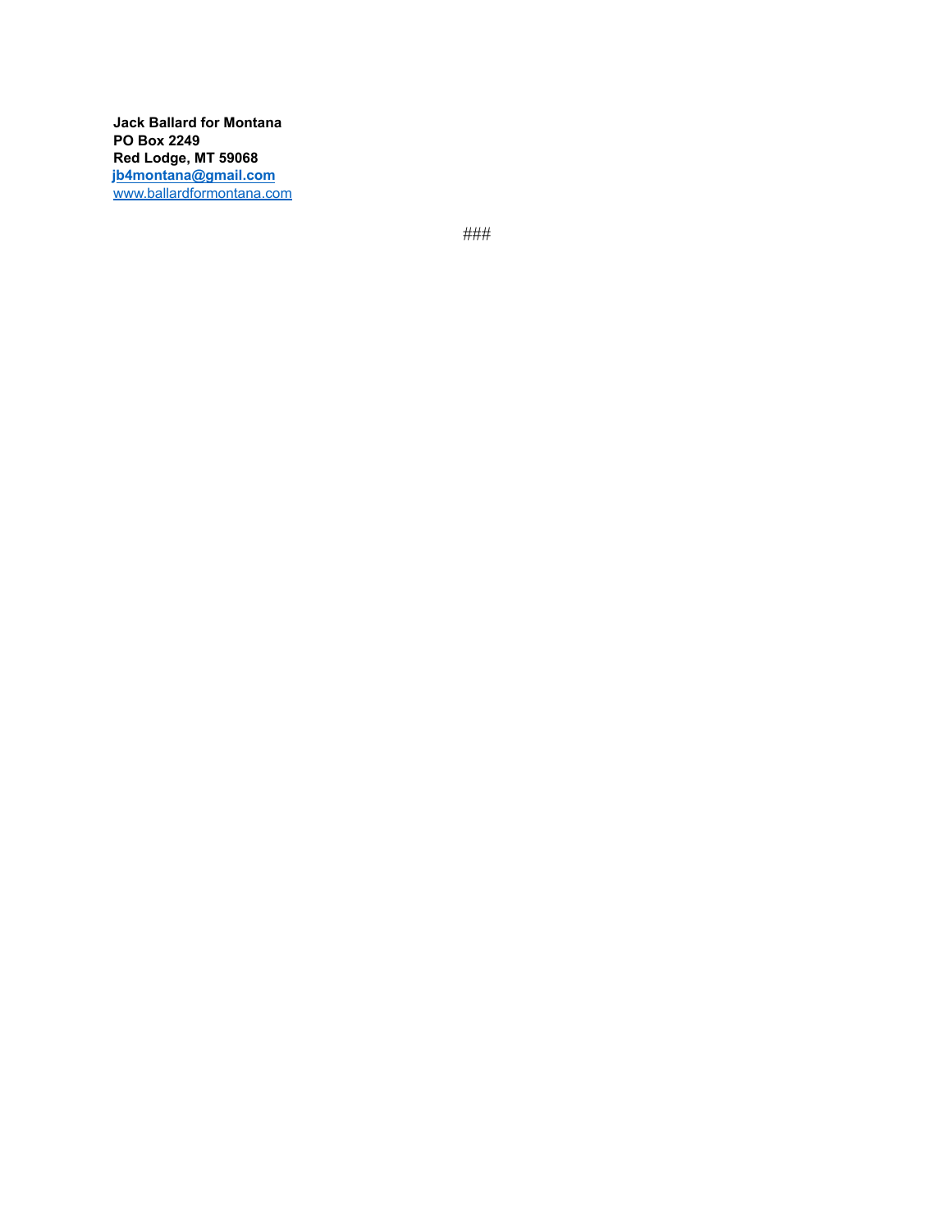**Jack Ballard for Montana**
**PO Box 2249**
**Red Lodge, MT 59068**
**jb4montana@gmail.com**
www.ballardformontana.com

###